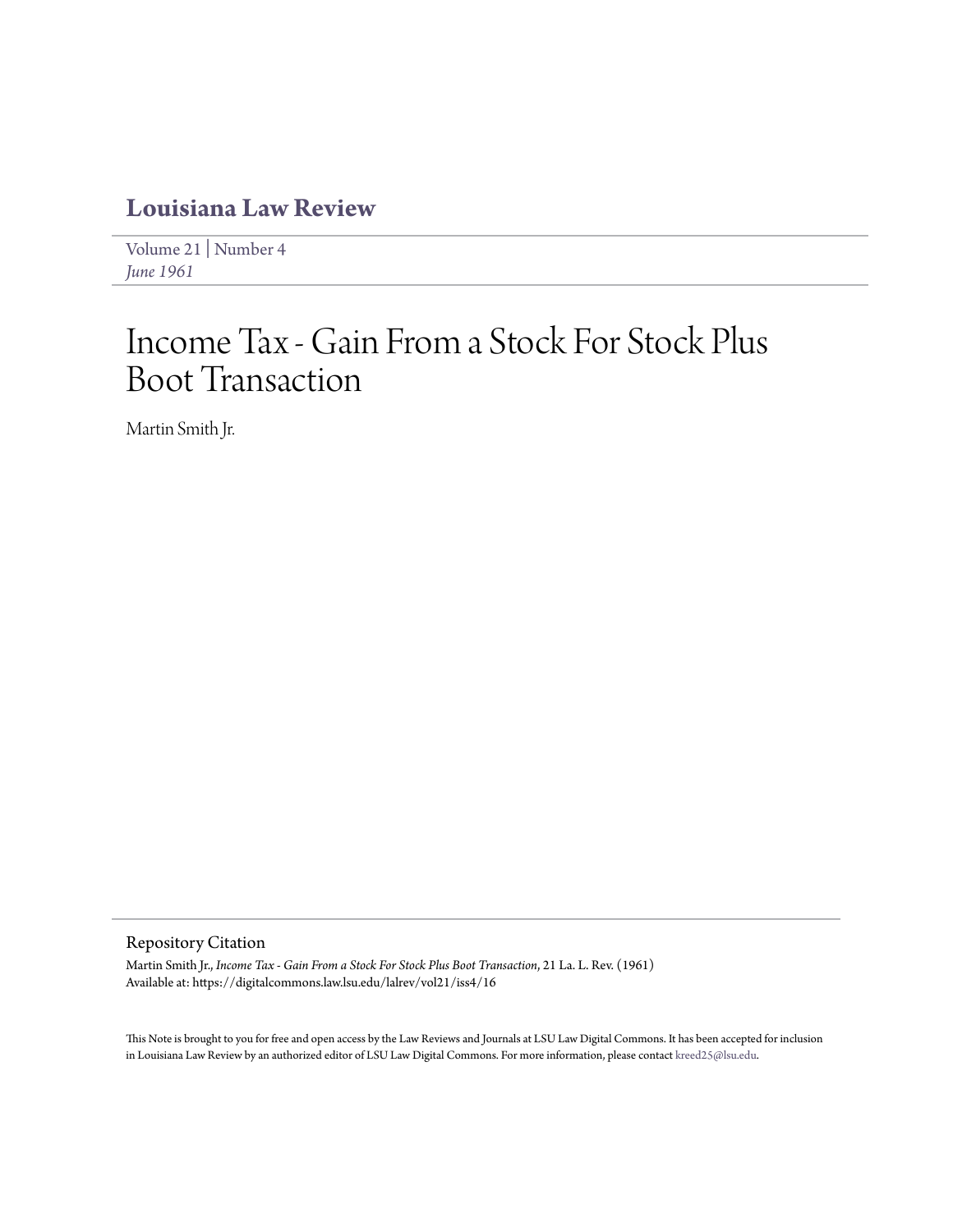# Louisiana Law Review

Volume 21 | Number 4
*June 1961*

# Income Tax - Gain From a Stock For Stock Plus Boot Transaction

Martin Smith Jr.

## Repository Citation

Martin Smith Jr., *Income Tax - Gain From a Stock For Stock Plus Boot Transaction*, 21 La. L. Rev. (1961)
Available at: https://digitalcommons.law.lsu.edu/lalrev/vol21/iss4/16

This Note is brought to you for free and open access by the Law Reviews and Journals at LSU Law Digital Commons. It has been accepted for inclusion in Louisiana Law Review by an authorized editor of LSU Law Digital Commons. For more information, please contact kreed25@lsu.edu.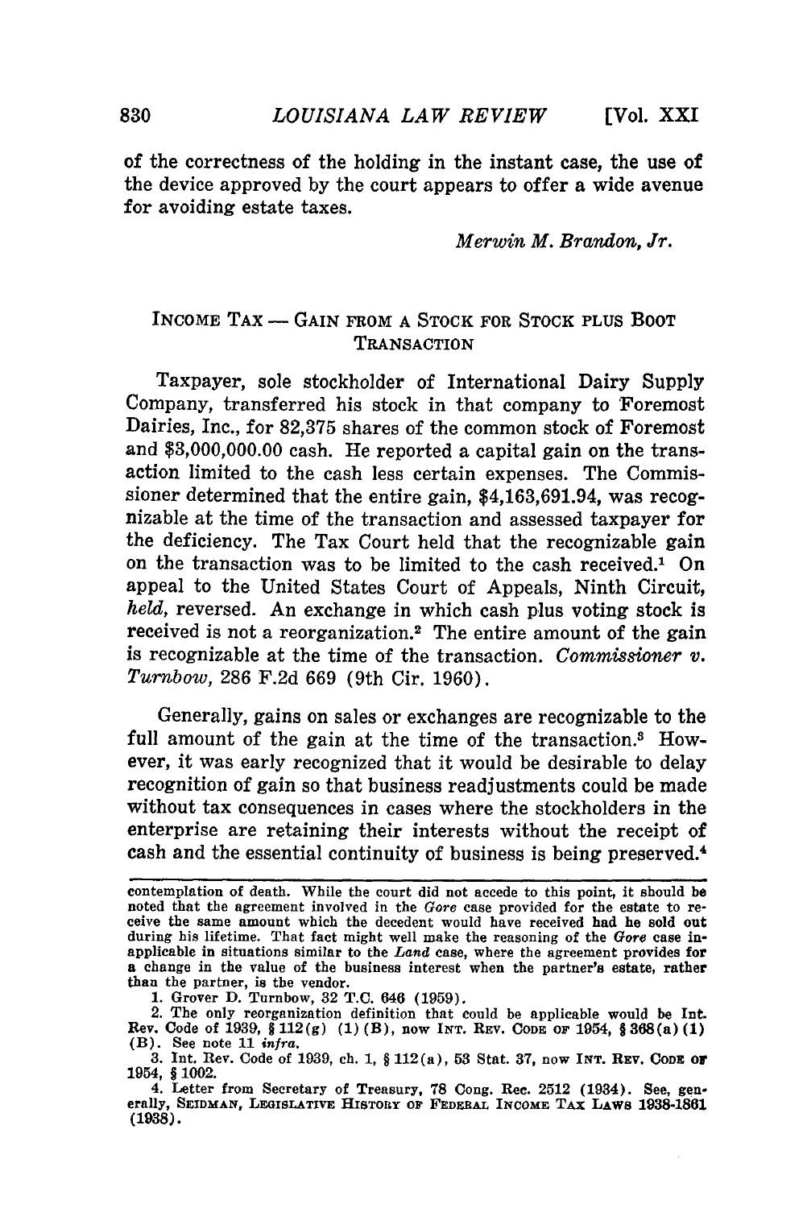of the correctness of the holding in the instant case, the use of the device approved by the court appears to offer a wide avenue for avoiding estate taxes.

*Merwin M. Brandon, Jr.*

## INCOME TAX — GAIN FROM A STOCK FOR STOCK PLUS BOOT TRANSACTION

Taxpayer, sole stockholder of International Dairy Supply Company, transferred his stock in that company to Foremost Dairies, Inc., for 82,375 shares of the common stock of Foremost and $3,000,000.00 cash. He reported a capital gain on the transaction limited to the cash less certain expenses. The Commissioner determined that the entire gain, $4,163,691.94, was recognizable at the time of the transaction and assessed taxpayer for the deficiency. The Tax Court held that the recognizable gain on the transaction was to be limited to the cash received.[1] On appeal to the United States Court of Appeals, Ninth Circuit, *held*, reversed. An exchange in which cash plus voting stock is received is not a reorganization.[2] The entire amount of the gain is recognizable at the time of the transaction. *Commissioner v. Turnbow*, 286 F.2d 669 (9th Cir. 1960).

Generally, gains on sales or exchanges are recognizable to the full amount of the gain at the time of the transaction.[3] However, it was early recognized that it would be desirable to delay recognition of gain so that business readjustments could be made without tax consequences in cases where the stockholders in the enterprise are retaining their interests without the receipt of cash and the essential continuity of business is being preserved.[4]

---

contemplation of death. While the court did not accede to this point, it should be noted that the agreement involved in the *Gore* case provided for the estate to receive the same amount which the decedent would have received had he sold out during his lifetime. That fact might well make the reasoning of the *Gore* case inapplicable in situations similar to the *Land* case, where the agreement provides for a change in the value of the business interest when the partner's estate, rather than the partner, is the vendor.

1. Grover D. Turnbow, 32 T.C. 646 (1959).

2. The only reorganization definition that could be applicable would be Int. Rev. Code of 1939, § 112(g) (1)(B), now INT. REV. CODE OF 1954, § 368(a)(1)(B). See note 11 *infra*.

3. Int. Rev. Code of 1939, ch. 1, § 112(a), 53 Stat. 37, now INT. REV. CODE OF 1954, § 1002.

4. Letter from Secretary of Treasury, 78 Cong. Rec. 2512 (1934). See, generally, SEIDMAN, LEGISLATIVE HISTORY OF FEDERAL INCOME TAX LAWS 1938-1861 (1938).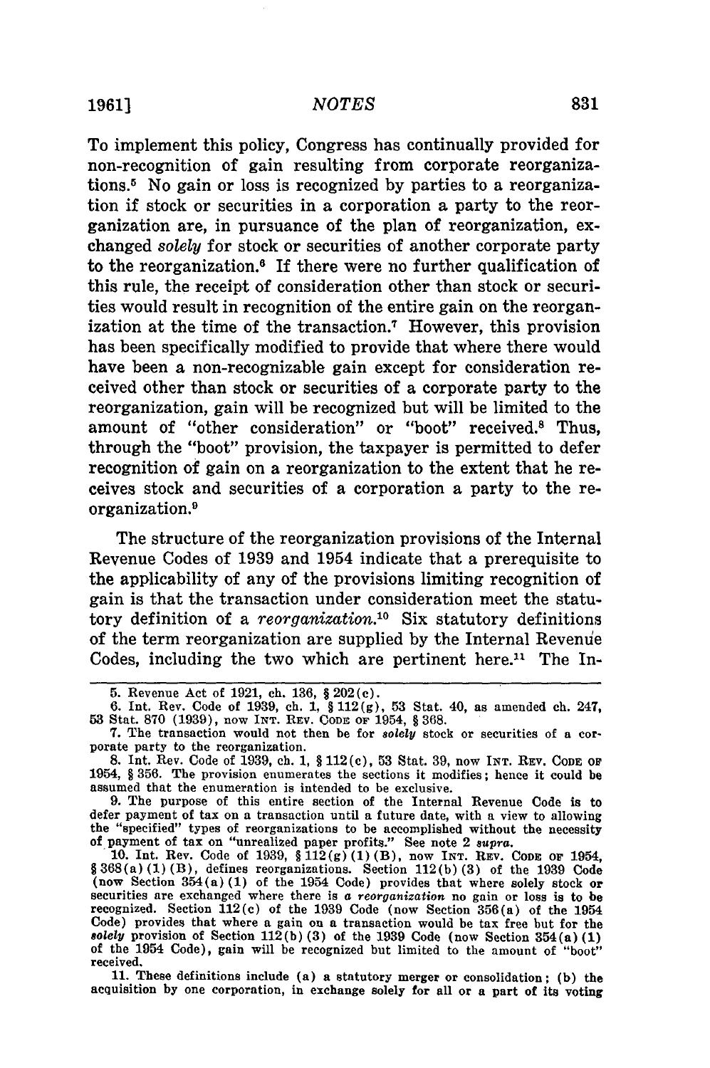To implement this policy, Congress has continually provided for non-recognition of gain resulting from corporate reorganizations.[5] No gain or loss is recognized by parties to a reorganization if stock or securities in a corporation a party to the reorganization are, in pursuance of the plan of reorganization, exchanged *solely* for stock or securities of another corporate party to the reorganization.[6] If there were no further qualification of this rule, the receipt of consideration other than stock or securities would result in recognition of the entire gain on the reorganization at the time of the transaction.[7] However, this provision has been specifically modified to provide that where there would have been a non-recognizable gain except for consideration received other than stock or securities of a corporate party to the reorganization, gain will be recognized but will be limited to the amount of "other consideration" or "boot" received.[8] Thus, through the "boot" provision, the taxpayer is permitted to defer recognition of gain on a reorganization to the extent that he receives stock and securities of a corporation a party to the reorganization.[9]

The structure of the reorganization provisions of the Internal Revenue Codes of 1939 and 1954 indicate that a prerequisite to the applicability of any of the provisions limiting recognition of gain is that the transaction under consideration meet the statutory definition of a *reorganization*.[10] Six statutory definitions of the term reorganization are supplied by the Internal Revenue Codes, including the two which are pertinent here.[11] The In-

---

5. Revenue Act of 1921, ch. 136, § 202(c).

6. Int. Rev. Code of 1939, ch. 1, § 112(g), 53 Stat. 40, as amended ch. 247, 53 Stat. 870 (1939), now INT. REV. CODE OF 1954, § 368.

7. The transaction would not then be for *solely* stock or securities of a corporate party to the reorganization.

8. Int. Rev. Code of 1939, ch. 1, § 112(c), 53 Stat. 39, now INT. REV. CODE OF 1954, § 356. The provision enumerates the sections it modifies; hence it could be assumed that the enumeration is intended to be exclusive.

9. The purpose of this entire section of the Internal Revenue Code is to defer payment of tax on a transaction until a future date, with a view to allowing the "specified" types of reorganizations to be accomplished without the necessity of payment of tax on "unrealized paper profits." See note 2 *supra*.

10. Int. Rev. Code of 1939, § 112(g)(1)(B), now INT. REV. CODE OF 1954, § 368(a)(1)(B), defines reorganizations. Section 112(b)(3) of the 1939 Code (now Section 354(a)(1) of the 1954 Code) provides that where solely stock or securities are exchanged where there is *a reorganization* no gain or loss is to be recognized. Section 112(c) of the 1939 Code (now Section 356(a) of the 1954 Code) provides that where a gain on a transaction would be tax free but for the *solely* provision of Section 112(b)(3) of the 1939 Code (now Section 354(a)(1) of the 1954 Code), gain will be recognized but limited to the amount of "boot" received.

11. These definitions include (a) a statutory merger or consolidation; (b) the acquisition by one corporation, in exchange solely for all or a part of its voting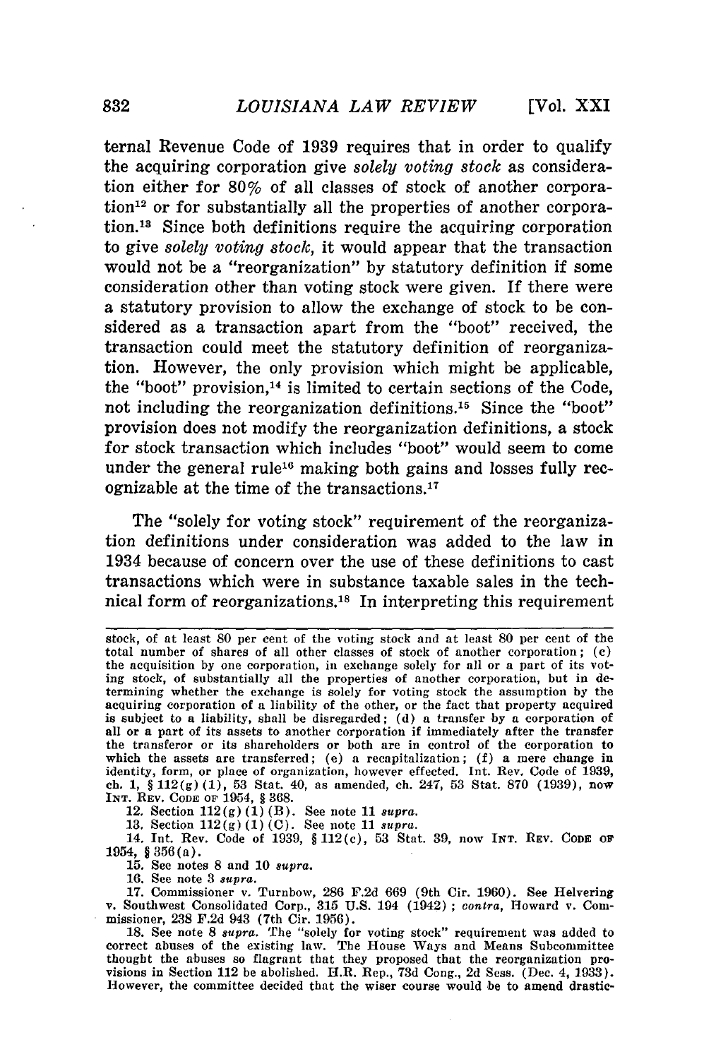ternal Revenue Code of 1939 requires that in order to qualify the acquiring corporation give *solely voting stock* as consideration either for 80% of all classes of stock of another corporation[12] or for substantially all the properties of another corporation.[13] Since both definitions require the acquiring corporation to give *solely voting stock*, it would appear that the transaction would not be a "reorganization" by statutory definition if some consideration other than voting stock were given. If there were a statutory provision to allow the exchange of stock to be considered as a transaction apart from the "boot" received, the transaction could meet the statutory definition of reorganization. However, the only provision which might be applicable, the "boot" provision,[14] is limited to certain sections of the Code, not including the reorganization definitions.[15] Since the "boot" provision does not modify the reorganization definitions, a stock for stock transaction which includes "boot" would seem to come under the general rule[16] making both gains and losses fully recognizable at the time of the transactions.[17]

The "solely for voting stock" requirement of the reorganization definitions under consideration was added to the law in 1934 because of concern over the use of these definitions to cast transactions which were in substance taxable sales in the technical form of reorganizations.[18] In interpreting this requirement

---

stock, of at least 80 per cent of the voting stock and at least 80 per cent of the total number of shares of all other classes of stock of another corporation; (c) the acquisition by one corporation, in exchange solely for all or a part of its voting stock, of substantially all the properties of another corporation, but in determining whether the exchange is solely for voting stock the assumption by the acquiring corporation of a liability of the other, or the fact that property acquired is subject to a liability, shall be disregarded; (d) a transfer by a corporation of all or a part of its assets to another corporation if immediately after the transfer the transferor or its shareholders or both are in control of the corporation to which the assets are transferred; (e) a recapitalization; (f) a mere change in identity, form, or place of organization, however effected. Int. Rev. Code of 1939, ch. 1, § 112(g)(1), 53 Stat. 40, as amended, ch. 247, 53 Stat. 870 (1939), now INT. REV. CODE OF 1954, § 368.

12. Section 112(g)(1)(B). See note 11 *supra*.

13. Section 112(g)(1)(C). See note 11 *supra*.

14. Int. Rev. Code of 1939, § 112(c), 53 Stat. 39, now INT. REV. CODE OF 1954, § 356(a).

15. See notes 8 and 10 *supra*.

16. See note 3 *supra*.

17. Commissioner v. Turnbow, 286 F.2d 669 (9th Cir. 1960). See Helvering v. Southwest Consolidated Corp., 315 U.S. 194 (1942); *contra*, Howard v. Commissioner, 238 F.2d 943 (7th Cir. 1956).

18. See note 8 *supra*. The "solely for voting stock" requirement was added to correct abuses of the existing law. The House Ways and Means Subcommittee thought the abuses so flagrant that they proposed that the reorganization provisions in Section 112 be abolished. H.R. Rep., 73d Cong., 2d Sess. (Dec. 4, 1933). However, the committee decided that the wiser course would be to amend drastic-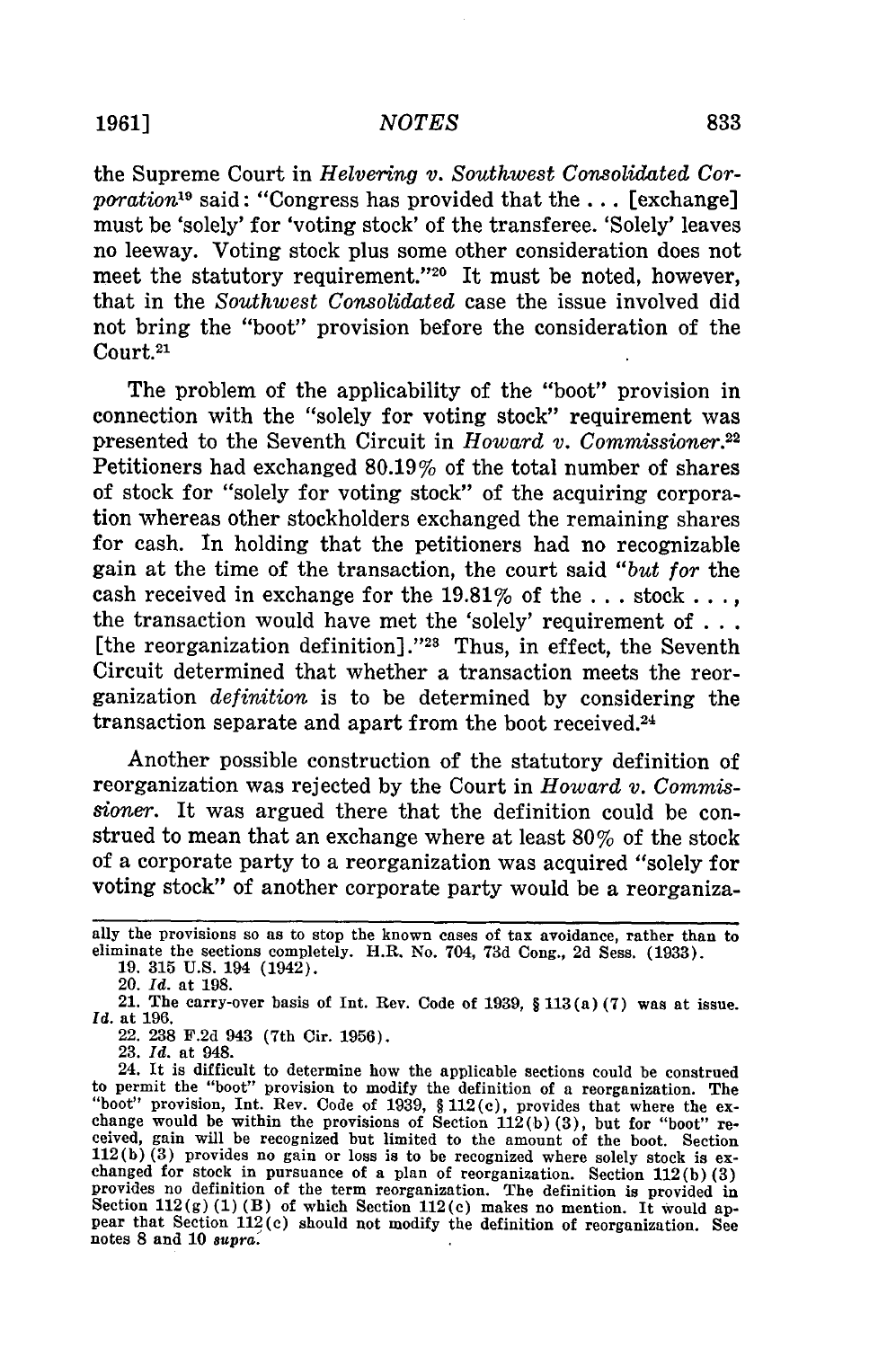the Supreme Court in *Helvering v. Southwest Consolidated Corporation*[19] said: "Congress has provided that the . . . [exchange] must be 'solely' for 'voting stock' of the transferee. 'Solely' leaves no leeway. Voting stock plus some other consideration does not meet the statutory requirement."[20] It must be noted, however, that in the *Southwest Consolidated* case the issue involved did not bring the "boot" provision before the consideration of the Court.[21]

The problem of the applicability of the "boot" provision in connection with the "solely for voting stock" requirement was presented to the Seventh Circuit in *Howard v. Commissioner*.[22] Petitioners had exchanged 80.19% of the total number of shares of stock for "solely for voting stock" of the acquiring corporation whereas other stockholders exchanged the remaining shares for cash. In holding that the petitioners had no recognizable gain at the time of the transaction, the court said "*but for* the cash received in exchange for the 19.81% of the . . . stock . . ., the transaction would have met the 'solely' requirement of . . . [the reorganization definition]."[23] Thus, in effect, the Seventh Circuit determined that whether a transaction meets the reorganization *definition* is to be determined by considering the transaction separate and apart from the boot received.[24]

Another possible construction of the statutory definition of reorganization was rejected by the Court in *Howard v. Commissioner*. It was argued there that the definition could be construed to mean that an exchange where at least 80% of the stock of a corporate party to a reorganization was acquired "solely for voting stock" of another corporate party would be a reorganiza-

---

ally the provisions so as to stop the known cases of tax avoidance, rather than to eliminate the sections completely. H.R. No. 704, 73d Cong., 2d Sess. (1933).

19. 315 U.S. 194 (1942).

20. *Id.* at 198.

21. The carry-over basis of Int. Rev. Code of 1939, § 113(a)(7) was at issue. *Id.* at 196.

22. 238 F.2d 943 (7th Cir. 1956).

23. *Id.* at 948.

24. It is difficult to determine how the applicable sections could be construed to permit the "boot" provision to modify the definition of a reorganization. The "boot" provision, Int. Rev. Code of 1939, § 112(c), provides that where the exchange would be within the provisions of Section 112(b)(3), but for "boot" received, gain will be recognized but limited to the amount of the boot. Section 112(b)(3) provides no gain or loss is to be recognized where solely stock is exchanged for stock in pursuance of a plan of reorganization. Section 112(b)(3) provides no definition of the term reorganization. The definition is provided in Section 112(g)(1)(B) of which Section 112(c) makes no mention. It would appear that Section 112(c) should not modify the definition of reorganization. See notes 8 and 10 *supra*.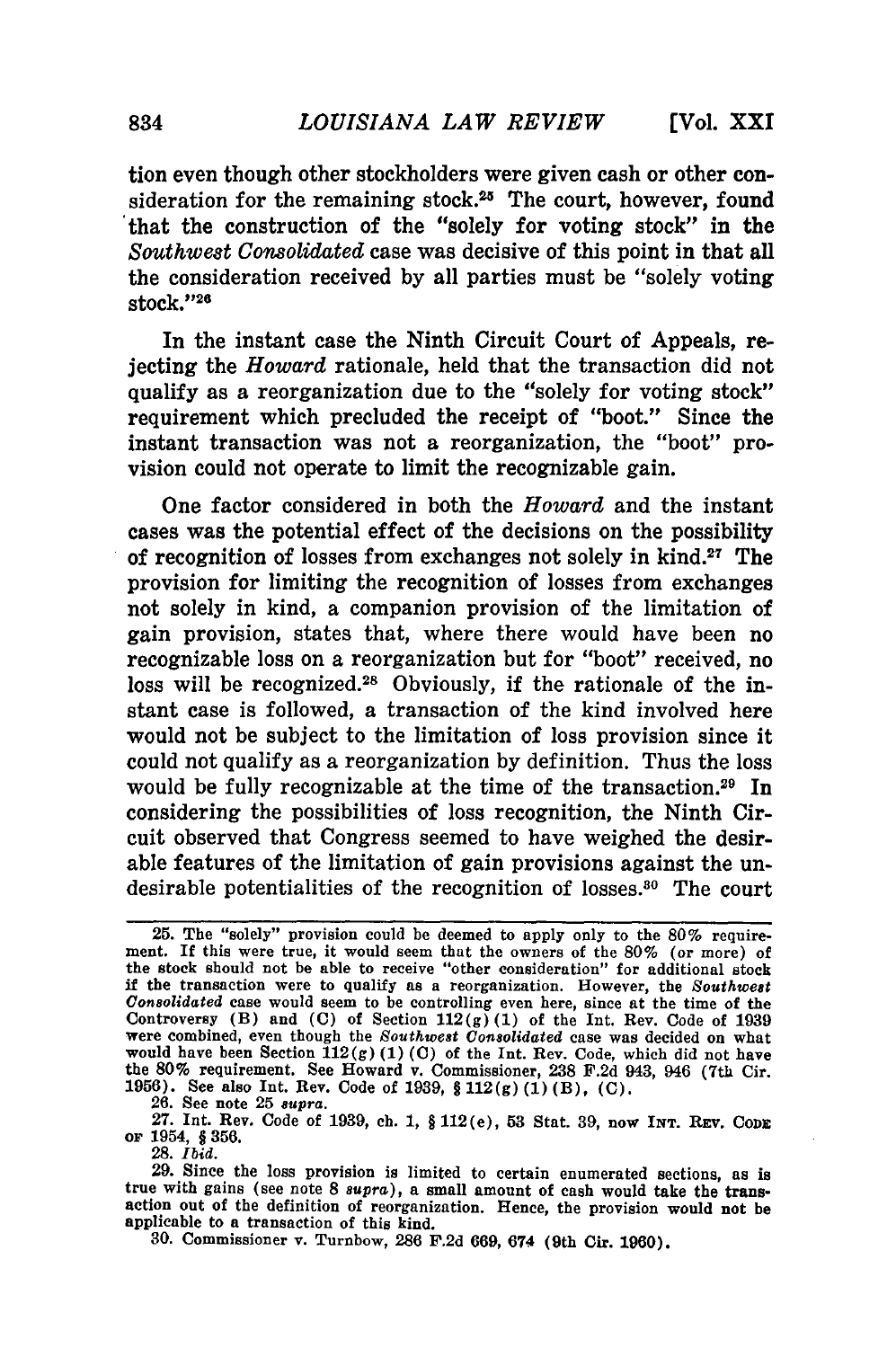tion even though other stockholders were given cash or other consideration for the remaining stock.[25] The court, however, found that the construction of the "solely for voting stock" in the *Southwest Consolidated* case was decisive of this point in that all the consideration received by all parties must be "solely voting stock."[26]

In the instant case the Ninth Circuit Court of Appeals, rejecting the *Howard* rationale, held that the transaction did not qualify as a reorganization due to the "solely for voting stock" requirement which precluded the receipt of "boot." Since the instant transaction was not a reorganization, the "boot" provision could not operate to limit the recognizable gain.

One factor considered in both the *Howard* and the instant cases was the potential effect of the decisions on the possibility of recognition of losses from exchanges not solely in kind.[27] The provision for limiting the recognition of losses from exchanges not solely in kind, a companion provision of the limitation of gain provision, states that, where there would have been no recognizable loss on a reorganization but for "boot" received, no loss will be recognized.[28] Obviously, if the rationale of the instant case is followed, a transaction of the kind involved here would not be subject to the limitation of loss provision since it could not qualify as a reorganization by definition. Thus the loss would be fully recognizable at the time of the transaction.[29] In considering the possibilities of loss recognition, the Ninth Circuit observed that Congress seemed to have weighed the desirable features of the limitation of gain provisions against the undesirable potentialities of the recognition of losses.[30] The court

---

25. The "solely" provision could be deemed to apply only to the 80% requirement. If this were true, it would seem that the owners of the 80% (or more) of the stock should not be able to receive "other consideration" for additional stock if the transaction were to qualify as a reorganization. However, the *Southwest Consolidated* case would seem to be controlling even here, since at the time of the Controversy (B) and (C) of Section 112(g)(1) of the Int. Rev. Code of 1939 were combined, even though the *Southwest Consolidated* case was decided on what would have been Section 112(g)(1)(C) of the Int. Rev. Code, which did not have the 80% requirement. See Howard v. Commissioner, 238 F.2d 943, 946 (7th Cir. 1956). See also Int. Rev. Code of 1939, § 112(g)(1)(B), (C).

26. See note 25 *supra*.

27. Int. Rev. Code of 1939, ch. 1, § 112(e), 53 Stat. 39, now INT. REV. CODE OF 1954, § 356.

28. *Ibid.*

29. Since the loss provision is limited to certain enumerated sections, as is true with gains (see note 8 *supra*), a small amount of cash would take the transaction out of the definition of reorganization. Hence, the provision would not be applicable to a transaction of this kind.

30. Commissioner v. Turnbow, 286 F.2d 669, 674 (9th Cir. 1960).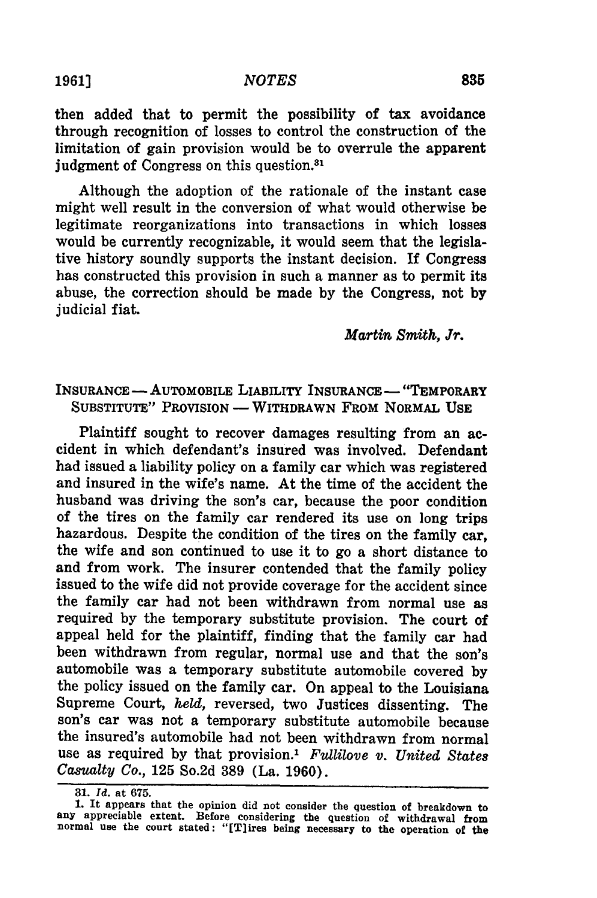then added that to permit the possibility of tax avoidance through recognition of losses to control the construction of the limitation of gain provision would be to overrule the apparent judgment of Congress on this question.[31]

Although the adoption of the rationale of the instant case might well result in the conversion of what would otherwise be legitimate reorganizations into transactions in which losses would be currently recognizable, it would seem that the legislative history soundly supports the instant decision. If Congress has constructed this provision in such a manner as to permit its abuse, the correction should be made by the Congress, not by judicial fiat.

*Martin Smith, Jr.*

INSURANCE — AUTOMOBILE LIABILITY INSURANCE — "TEMPORARY SUBSTITUTE" PROVISION — WITHDRAWN FROM NORMAL USE

Plaintiff sought to recover damages resulting from an accident in which defendant's insured was involved. Defendant had issued a liability policy on a family car which was registered and insured in the wife's name. At the time of the accident the husband was driving the son's car, because the poor condition of the tires on the family car rendered its use on long trips hazardous. Despite the condition of the tires on the family car, the wife and son continued to use it to go a short distance to and from work. The insurer contended that the family policy issued to the wife did not provide coverage for the accident since the family car had not been withdrawn from normal use as required by the temporary substitute provision. The court of appeal held for the plaintiff, finding that the family car had been withdrawn from regular, normal use and that the son's automobile was a temporary substitute automobile covered by the policy issued on the family car. On appeal to the Louisiana Supreme Court, *held,* reversed, two Justices dissenting. The son's car was not a temporary substitute automobile because the insured's automobile had not been withdrawn from normal use as required by that provision.[1] *Fullilove v. United States Casualty Co.,* 125 So.2d 389 (La. 1960).

---

31. *Id.* at 675.

1. It appears that the opinion did not consider the question of breakdown to any appreciable extent. Before considering the question of withdrawal from normal use the court stated: "[T]ires being necessary to the operation of the